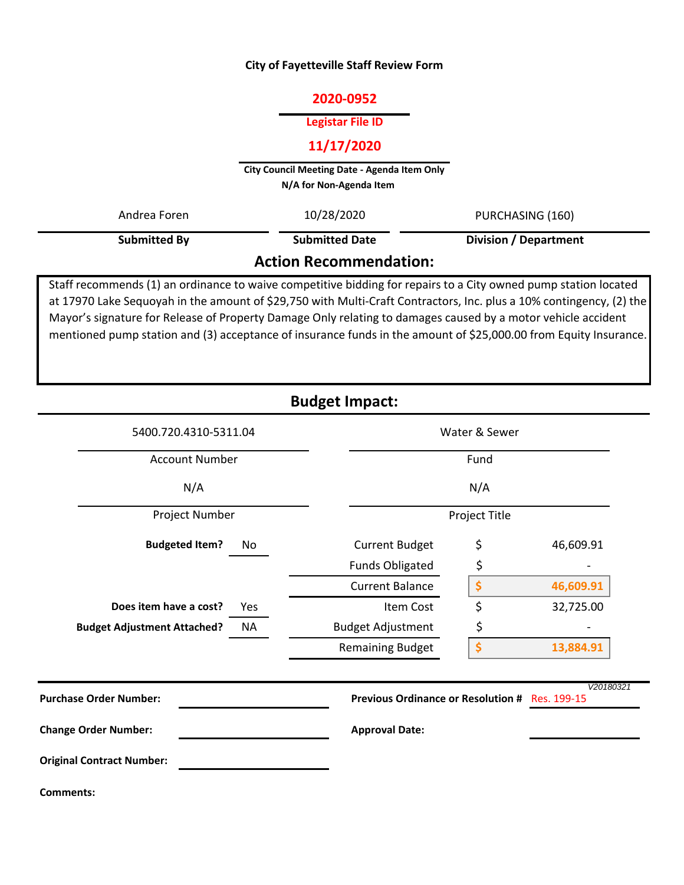# City of Fayetteville Staff Review Form

**2020-0952**

**Legistar File ID**

**11/17/2020**

**City Council Meeting Date - Agenda Item Only**
**N/A for Non-Agenda Item**

| Andrea Foren | 10/28/2020 | PURCHASING (160) |
|---|---|---|
| **Submitted By** | **Submitted Date** | **Division / Department** |

## Action Recommendation:

Staff recommends (1) an ordinance to waive competitive bidding for repairs to a City owned pump station located at 17970 Lake Sequoyah in the amount of $29,750 with Multi-Craft Contractors, Inc. plus a 10% contingency, (2) the Mayor's signature for Release of Property Damage Only relating to damages caused by a motor vehicle accident mentioned pump station and (3) acceptance of insurance funds in the amount of $25,000.00 from Equity Insurance.

## Budget Impact:

| 5400.720.4310-5311.04 | Water & Sewer |
|---|---|
| Account Number | Fund |
| N/A | N/A |
| Project Number | Project Title |

| | | | | |
|---|---|---|---|---|
| **Budgeted Item?** | No | Current Budget | $ | 46,609.91 |
| | | Funds Obligated | $ | - |
| | | Current Balance | $ | 46,609.91 |
| **Does item have a cost?** | Yes | Item Cost | $ | 32,725.00 |
| **Budget Adjustment Attached?** | NA | Budget Adjustment | $ | - |
| | | Remaining Budget | $ | 13,884.91 |

V20180321

| | | | |
|---|---|---|---|
| **Purchase Order Number:** | | **Previous Ordinance or Resolution #** | Res. 199-15 |
| **Change Order Number:** | | **Approval Date:** | |
| **Original Contract Number:** | | | |

**Comments:**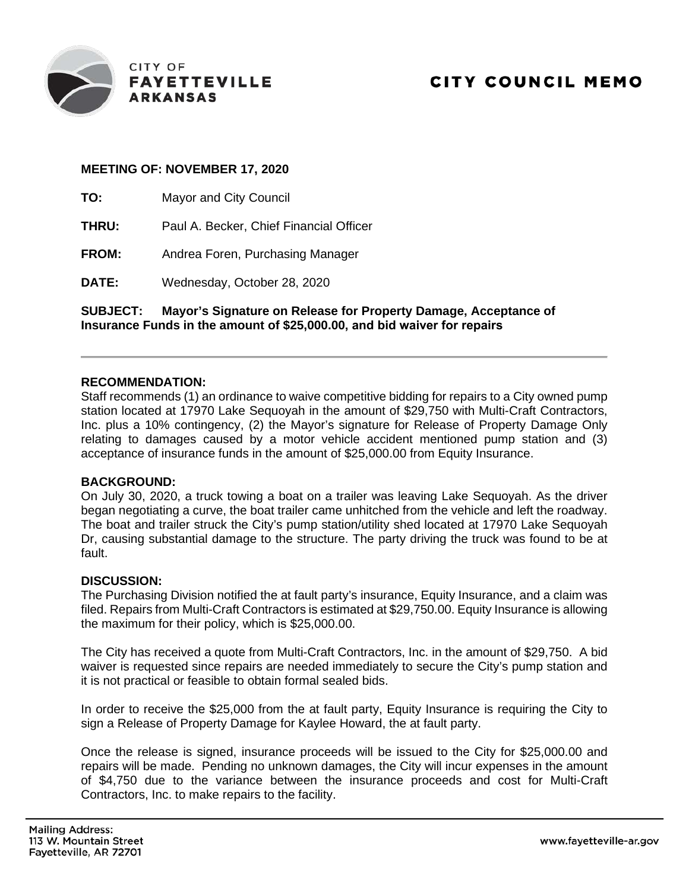CITY OF
**FAYETTEVILLE**
**ARKANSAS**

# CITY COUNCIL MEMO

**MEETING OF: NOVEMBER 17, 2020**

**TO:** Mayor and City Council

**THRU:** Paul A. Becker, Chief Financial Officer

**FROM:** Andrea Foren, Purchasing Manager

**DATE:** Wednesday, October 28, 2020

**SUBJECT: Mayor's Signature on Release for Property Damage, Acceptance of Insurance Funds in the amount of $25,000.00, and bid waiver for repairs**

---

**RECOMMENDATION:**
Staff recommends (1) an ordinance to waive competitive bidding for repairs to a City owned pump station located at 17970 Lake Sequoyah in the amount of $29,750 with Multi-Craft Contractors, Inc. plus a 10% contingency, (2) the Mayor's signature for Release of Property Damage Only relating to damages caused by a motor vehicle accident mentioned pump station and (3) acceptance of insurance funds in the amount of $25,000.00 from Equity Insurance.

**BACKGROUND:**
On July 30, 2020, a truck towing a boat on a trailer was leaving Lake Sequoyah. As the driver began negotiating a curve, the boat trailer came unhitched from the vehicle and left the roadway. The boat and trailer struck the City's pump station/utility shed located at 17970 Lake Sequoyah Dr, causing substantial damage to the structure. The party driving the truck was found to be at fault.

**DISCUSSION:**
The Purchasing Division notified the at fault party's insurance, Equity Insurance, and a claim was filed. Repairs from Multi-Craft Contractors is estimated at $29,750.00. Equity Insurance is allowing the maximum for their policy, which is $25,000.00.

The City has received a quote from Multi-Craft Contractors, Inc. in the amount of $29,750. A bid waiver is requested since repairs are needed immediately to secure the City's pump station and it is not practical or feasible to obtain formal sealed bids.

In order to receive the $25,000 from the at fault party, Equity Insurance is requiring the City to sign a Release of Property Damage for Kaylee Howard, the at fault party.

Once the release is signed, insurance proceeds will be issued to the City for $25,000.00 and repairs will be made. Pending no unknown damages, the City will incur expenses in the amount of $4,750 due to the variance between the insurance proceeds and cost for Multi-Craft Contractors, Inc. to make repairs to the facility.

Mailing Address:
113 W. Mountain Street
Fayetteville, AR 72701

www.fayetteville-ar.gov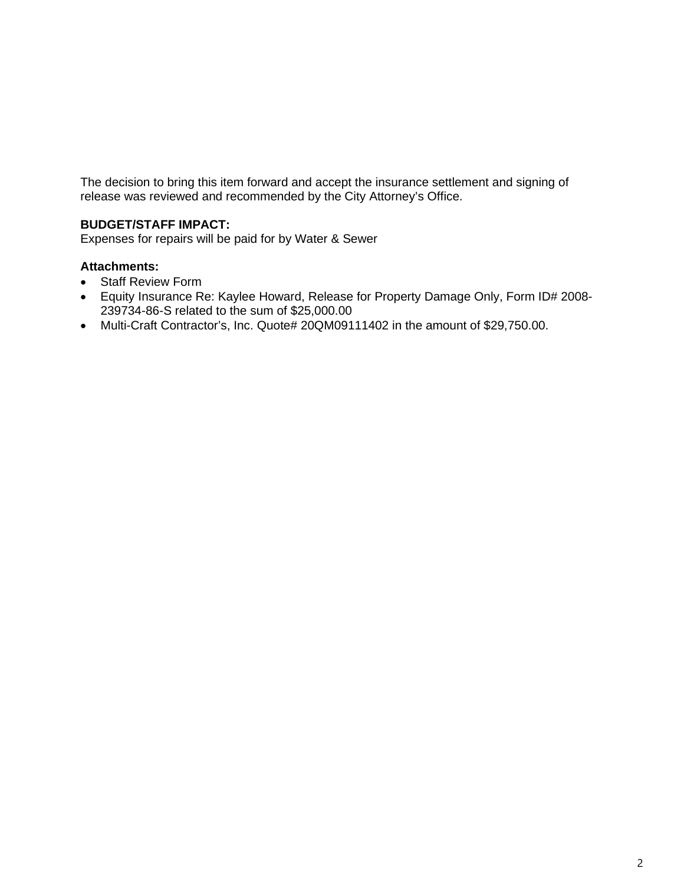The decision to bring this item forward and accept the insurance settlement and signing of release was reviewed and recommended by the City Attorney's Office.

**BUDGET/STAFF IMPACT:**
Expenses for repairs will be paid for by Water & Sewer

**Attachments:**

- Staff Review Form
- Equity Insurance Re: Kaylee Howard, Release for Property Damage Only, Form ID# 2008-239734-86-S related to the sum of $25,000.00
- Multi-Craft Contractor's, Inc. Quote# 20QM09111402 in the amount of $29,750.00.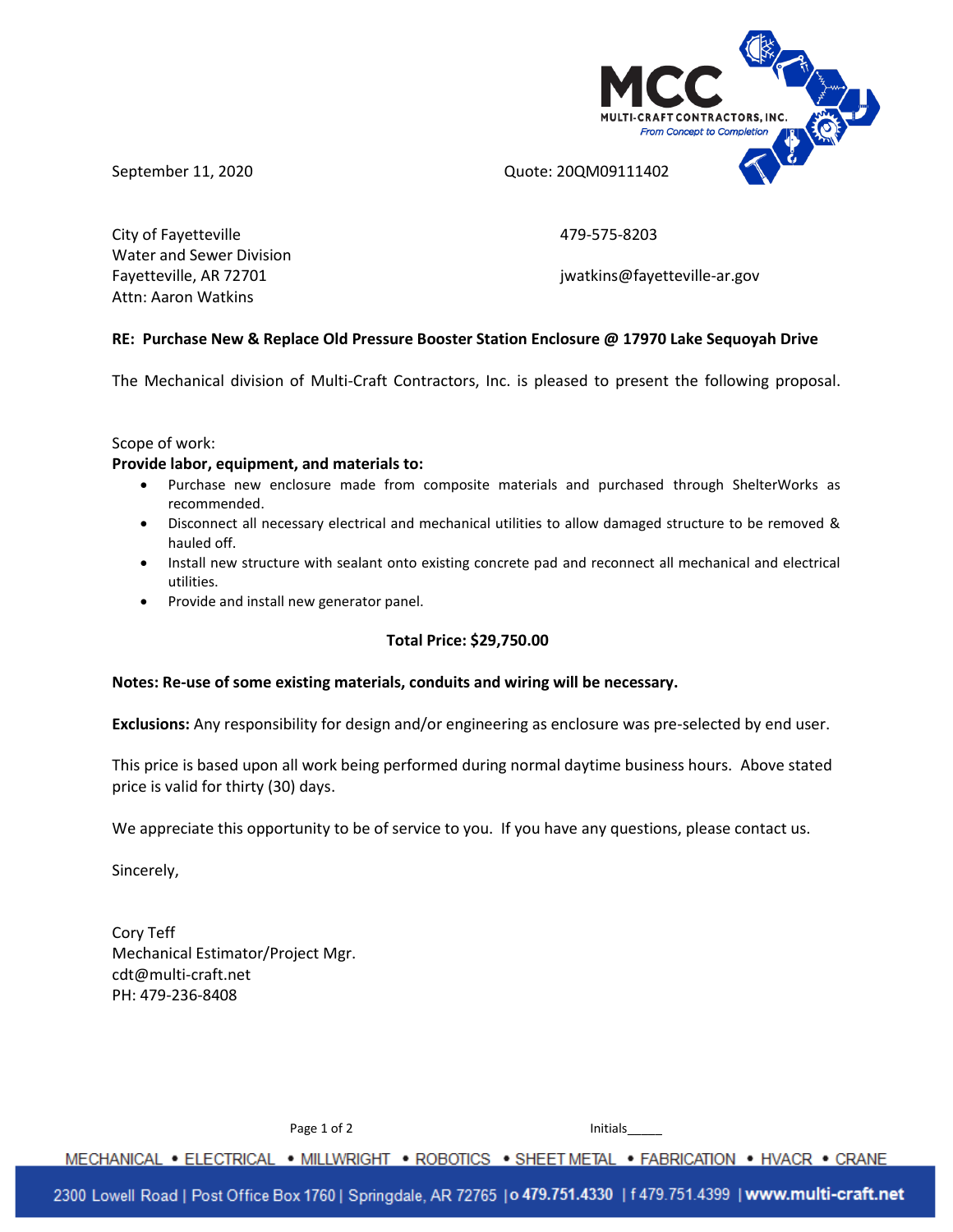MCC
MULTI-CRAFT CONTRACTORS, INC.
*From Concept to Completion*

September 11, 2020 Quote: 20QM09111402

City of Fayetteville
Water and Sewer Division
Fayetteville, AR 72701
Attn: Aaron Watkins

479-575-8203

jwatkins@fayetteville-ar.gov

**RE: Purchase New & Replace Old Pressure Booster Station Enclosure @ 17970 Lake Sequoyah Drive**

The Mechanical division of Multi-Craft Contractors, Inc. is pleased to present the following proposal.

Scope of work:
**Provide labor, equipment, and materials to:**

- Purchase new enclosure made from composite materials and purchased through ShelterWorks as recommended.
- Disconnect all necessary electrical and mechanical utilities to allow damaged structure to be removed & hauled off.
- Install new structure with sealant onto existing concrete pad and reconnect all mechanical and electrical utilities.
- Provide and install new generator panel.

**Total Price: $29,750.00**

**Notes: Re-use of some existing materials, conduits and wiring will be necessary.**

**Exclusions:** Any responsibility for design and/or engineering as enclosure was pre-selected by end user.

This price is based upon all work being performed during normal daytime business hours. Above stated price is valid for thirty (30) days.

We appreciate this opportunity to be of service to you. If you have any questions, please contact us.

Sincerely,

Cory Teff
Mechanical Estimator/Project Mgr.
cdt@multi-craft.net
PH: 479-236-8408

Initials_____

MECHANICAL • ELECTRICAL • MILLWRIGHT • ROBOTICS • SHEET METAL • FABRICATION • HVACR • CRANE

2300 Lowell Road | Post Office Box 1760 | Springdale, AR 72765 | o 479.751.4330 | f 479.751.4399 | www.multi-craft.net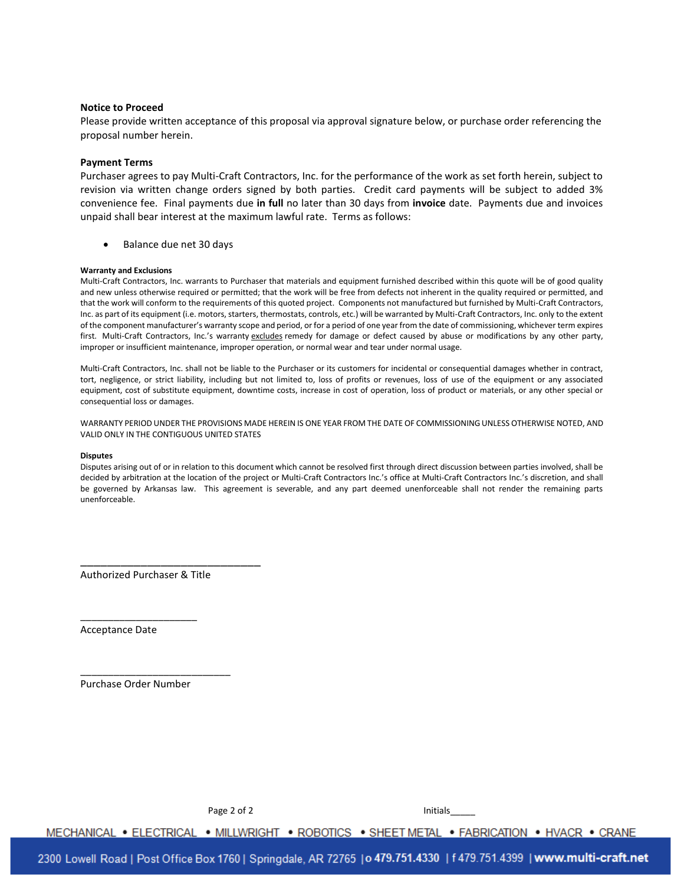**Notice to Proceed**

Please provide written acceptance of this proposal via approval signature below, or purchase order referencing the proposal number herein.

**Payment Terms**

Purchaser agrees to pay Multi-Craft Contractors, Inc. for the performance of the work as set forth herein, subject to revision via written change orders signed by both parties. Credit card payments will be subject to added 3% convenience fee. Final payments due **in full** no later than 30 days from **invoice** date. Payments due and invoices unpaid shall bear interest at the maximum lawful rate. Terms as follows:

- Balance due net 30 days

**Warranty and Exclusions**

Multi-Craft Contractors, Inc. warrants to Purchaser that materials and equipment furnished described within this quote will be of good quality and new unless otherwise required or permitted; that the work will be free from defects not inherent in the quality required or permitted, and that the work will conform to the requirements of this quoted project. Components not manufactured but furnished by Multi-Craft Contractors, Inc. as part of its equipment (i.e. motors, starters, thermostats, controls, etc.) will be warranted by Multi-Craft Contractors, Inc. only to the extent of the component manufacturer's warranty scope and period, or for a period of one year from the date of commissioning, whichever term expires first. Multi-Craft Contractors, Inc.'s warranty excludes remedy for damage or defect caused by abuse or modifications by any other party, improper or insufficient maintenance, improper operation, or normal wear and tear under normal usage.

Multi-Craft Contractors, Inc. shall not be liable to the Purchaser or its customers for incidental or consequential damages whether in contract, tort, negligence, or strict liability, including but not limited to, loss of profits or revenues, loss of use of the equipment or any associated equipment, cost of substitute equipment, downtime costs, increase in cost of operation, loss of product or materials, or any other special or consequential loss or damages.

WARRANTY PERIOD UNDER THE PROVISIONS MADE HEREIN IS ONE YEAR FROM THE DATE OF COMMISSIONING UNLESS OTHERWISE NOTED, AND VALID ONLY IN THE CONTIGUOUS UNITED STATES

**Disputes**

Disputes arising out of or in relation to this document which cannot be resolved first through direct discussion between parties involved, shall be decided by arbitration at the location of the project or Multi-Craft Contractors Inc.'s office at Multi-Craft Contractors Inc.'s discretion, and shall be governed by Arkansas law. This agreement is severable, and any part deemed unenforceable shall not render the remaining parts unenforceable.

\_\_\_\_\_\_\_\_\_\_\_\_\_\_\_\_\_\_\_\_\_\_\_\_\_\_\_\_\_\_\_\_

Authorized Purchaser & Title

\_\_\_\_\_\_\_\_\_\_\_\_\_\_\_\_\_\_\_\_\_

Acceptance Date

\_\_\_\_\_\_\_\_\_\_\_\_\_\_\_\_\_\_\_\_\_\_\_\_\_\_\_

Purchase Order Number

Initials\_\_\_\_\_

MECHANICAL • ELECTRICAL • MILLWRIGHT • ROBOTICS • SHEET METAL • FABRICATION • HVACR • CRANE

2300 Lowell Road | Post Office Box 1760 | Springdale, AR 72765 | o 479.751.4330 | f 479.751.4399 | www.multi-craft.net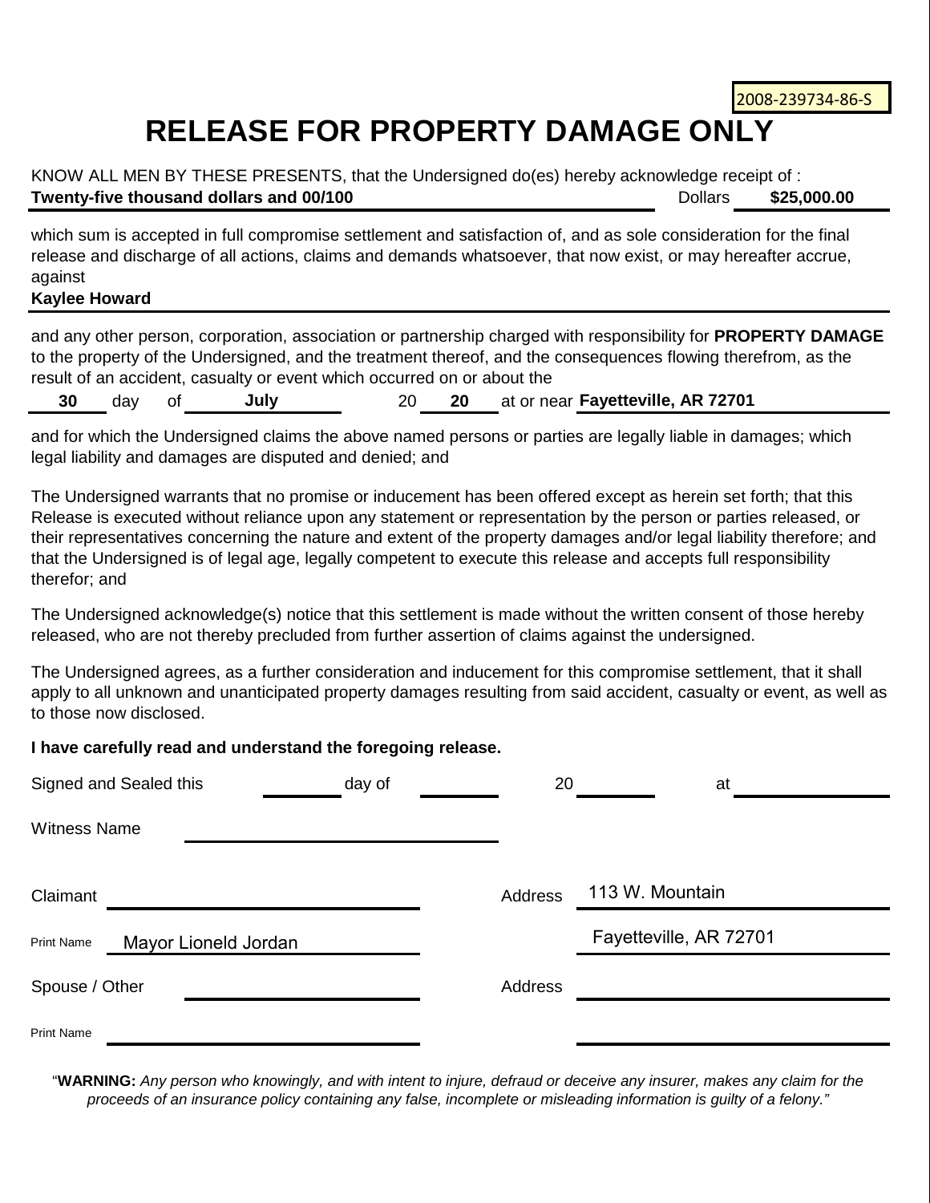2008-239734-86-S

# RELEASE FOR PROPERTY DAMAGE ONLY

KNOW ALL MEN BY THESE PRESENTS, that the Undersigned do(es) hereby acknowledge receipt of :

**Twenty-five thousand dollars and 00/100** Dollars **$25,000.00**

which sum is accepted in full compromise settlement and satisfaction of, and as sole consideration for the final release and discharge of all actions, claims and demands whatsoever, that now exist, or may hereafter accrue, against

**Kaylee Howard**

and any other person, corporation, association or partnership charged with responsibility for **PROPERTY DAMAGE** to the property of the Undersigned, and the treatment thereof, and the consequences flowing therefrom, as the result of an accident, casualty or event which occurred on or about the

**30** day of **July** 20 **20** at or near **Fayetteville, AR 72701**

and for which the Undersigned claims the above named persons or parties are legally liable in damages; which legal liability and damages are disputed and denied; and

The Undersigned warrants that no promise or inducement has been offered except as herein set forth; that this Release is executed without reliance upon any statement or representation by the person or parties released, or their representatives concerning the nature and extent of the property damages and/or legal liability therefore; and that the Undersigned is of legal age, legally competent to execute this release and accepts full responsibility therefor; and

The Undersigned acknowledge(s) notice that this settlement is made without the written consent of those hereby released, who are not thereby precluded from further assertion of claims against the undersigned.

The Undersigned agrees, as a further consideration and inducement for this compromise settlement, that it shall apply to all unknown and unanticipated property damages resulting from said accident, casualty or event, as well as to those now disclosed.

**I have carefully read and understand the foregoing release.**

Signed and Sealed this \_\_\_\_\_\_ day of \_\_\_\_\_\_ 20\_\_\_\_\_\_ at \_\_\_\_\_\_

Witness Name \_\_\_\_\_\_

Claimant \_\_\_\_\_\_ Address 113 W. Mountain

Print Name Mayor Lioneld Jordan Fayetteville, AR 72701

Spouse / Other \_\_\_\_\_\_ Address \_\_\_\_\_\_

Print Name \_\_\_\_\_\_

"**WARNING:** *Any person who knowingly, and with intent to injure, defraud or deceive any insurer, makes any claim for the proceeds of an insurance policy containing any false, incomplete or misleading information is guilty of a felony."*